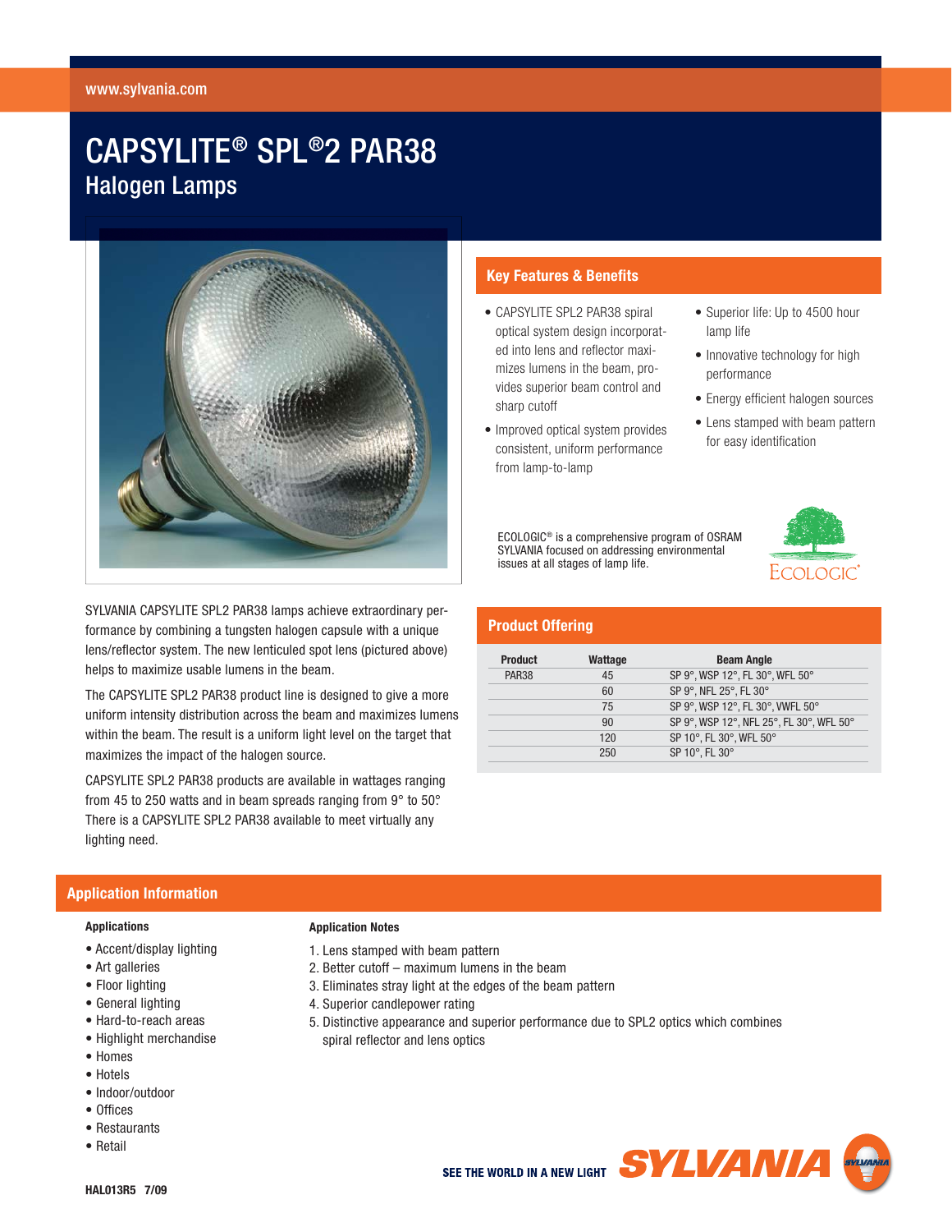# CAPSYLITE® SPL®2 PAR38

## Halogen Lamps

SYLVANIA CAPSYLITE SPL2 PAR38 lamps achieve extraordinary performance by combining a tungsten halogen capsule with a unique lens/reflector system. The new lenticuled spot lens (pictured above) helps to maximize usable lumens in the beam.

The CAPSYLITE SPL2 PAR38 product line is designed to give a more uniform intensity distribution across the beam and maximizes lumens within the beam. The result is a uniform light level on the target that maximizes the impact of the halogen source.

CAPSYLITE SPL2 PAR38 products are available in wattages ranging from 45 to 250 watts and in beam spreads ranging from 9° to 50°. There is a CAPSYLITE SPL2 PAR38 available to meet virtually any lighting need.

## Key Features & Benefits

- CAPSYLITE SPL2 PAR38 spiral optical system design incorporated into lens and reflector maximizes lumens in the beam, provides superior beam control and sharp cutoff
- Improved optical system provides consistent, uniform performance from lamp-to-lamp
- Superior life: Up to 4500 hour lamp life
- Innovative technology for high performance
- Energy efficient halogen sources
- Lens stamped with beam pattern for easy identification

ECOLOGIC® is a comprehensive program of OSRAM SYLVANIA focused on addressing environmental issues at all stages of lamp life.

## Product Offering

| Product | Wattage | Beam Angle |
|---|---|---|
| PAR38 | 45 | SP 9°, WSP 12°, FL 30°, WFL 50° |
| | 60 | SP 9°, NFL 25°, FL 30° |
| | 75 | SP 9°, WSP 12°, FL 30°, VWFL 50° |
| | 90 | SP 9°, WSP 12°, NFL 25°, FL 30°, WFL 50° |
| | 120 | SP 10°, FL 30°, WFL 50° |
| | 250 | SP 10°, FL 30° |

## Application Information

### Applications

- Accent/display lighting
- Art galleries
- Floor lighting
- General lighting
- Hard-to-reach areas
- Highlight merchandise
- Homes
- Hotels
- Indoor/outdoor
- Offices
- Restaurants
- Retail

### Application Notes

1. Lens stamped with beam pattern
2. Better cutoff – maximum lumens in the beam
3. Eliminates stray light at the edges of the beam pattern
4. Superior candlepower rating
5. Distinctive appearance and superior performance due to SPL2 optics which combines spiral reflector and lens optics

SEE THE WORLD IN A NEW LIGHT SYLVANIA

HAL013R5 7/09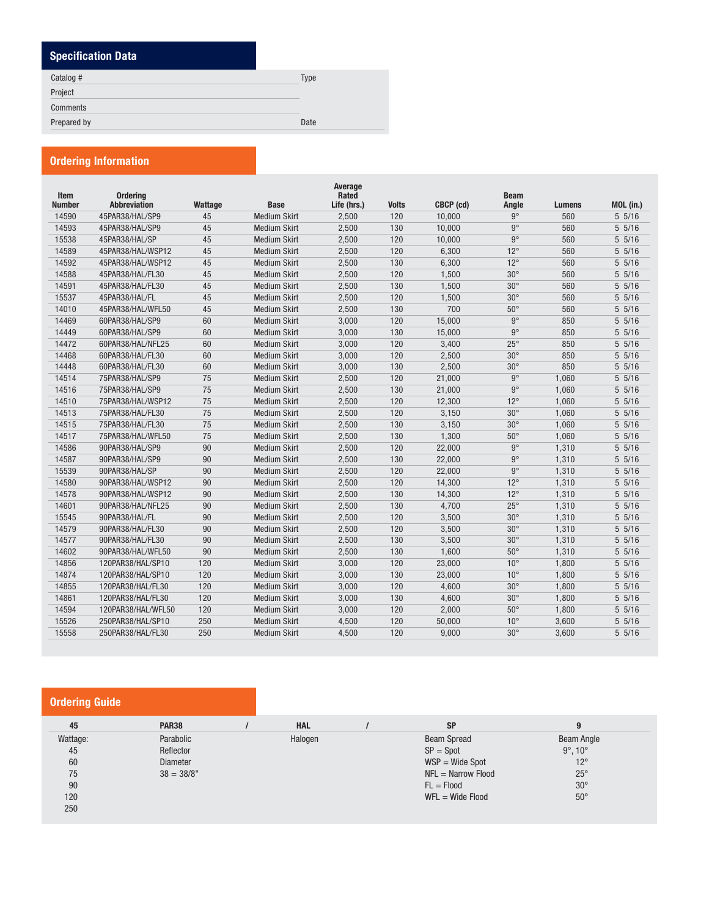## Specification Data

| | |
|---|---|
| Catalog # | Type |
| Project | |
| Comments | |
| Prepared by | Date |

## Ordering Information

| Item Number | Ordering Abbreviation | Wattage | Base | Average Rated Life (hrs.) | Volts | CBCP (cd) | Beam Angle | Lumens | MOL (in.) |
|---|---|---|---|---|---|---|---|---|---|
| 14590 | 45PAR38/HAL/SP9 | 45 | Medium Skirt | 2,500 | 120 | 10,000 | 9° | 560 | 5 5/16 |
| 14593 | 45PAR38/HAL/SP9 | 45 | Medium Skirt | 2,500 | 130 | 10,000 | 9° | 560 | 5 5/16 |
| 15538 | 45PAR38/HAL/SP | 45 | Medium Skirt | 2,500 | 120 | 10,000 | 9° | 560 | 5 5/16 |
| 14589 | 45PAR38/HAL/WSP12 | 45 | Medium Skirt | 2,500 | 120 | 6,300 | 12° | 560 | 5 5/16 |
| 14592 | 45PAR38/HAL/WSP12 | 45 | Medium Skirt | 2,500 | 130 | 6,300 | 12° | 560 | 5 5/16 |
| 14588 | 45PAR38/HAL/FL30 | 45 | Medium Skirt | 2,500 | 120 | 1,500 | 30° | 560 | 5 5/16 |
| 14591 | 45PAR38/HAL/FL30 | 45 | Medium Skirt | 2,500 | 130 | 1,500 | 30° | 560 | 5 5/16 |
| 15537 | 45PAR38/HAL/FL | 45 | Medium Skirt | 2,500 | 120 | 1,500 | 30° | 560 | 5 5/16 |
| 14010 | 45PAR38/HAL/WFL50 | 45 | Medium Skirt | 2,500 | 130 | 700 | 50° | 560 | 5 5/16 |
| 14469 | 60PAR38/HAL/SP9 | 60 | Medium Skirt | 3,000 | 120 | 15,000 | 9° | 850 | 5 5/16 |
| 14449 | 60PAR38/HAL/SP9 | 60 | Medium Skirt | 3,000 | 130 | 15,000 | 9° | 850 | 5 5/16 |
| 14472 | 60PAR38/HAL/NFL25 | 60 | Medium Skirt | 3,000 | 120 | 3,400 | 25° | 850 | 5 5/16 |
| 14468 | 60PAR38/HAL/FL30 | 60 | Medium Skirt | 3,000 | 120 | 2,500 | 30° | 850 | 5 5/16 |
| 14448 | 60PAR38/HAL/FL30 | 60 | Medium Skirt | 3,000 | 130 | 2,500 | 30° | 850 | 5 5/16 |
| 14514 | 75PAR38/HAL/SP9 | 75 | Medium Skirt | 2,500 | 120 | 21,000 | 9° | 1,060 | 5 5/16 |
| 14516 | 75PAR38/HAL/SP9 | 75 | Medium Skirt | 2,500 | 130 | 21,000 | 9° | 1,060 | 5 5/16 |
| 14510 | 75PAR38/HAL/WSP12 | 75 | Medium Skirt | 2,500 | 120 | 12,300 | 12° | 1,060 | 5 5/16 |
| 14513 | 75PAR38/HAL/FL30 | 75 | Medium Skirt | 2,500 | 120 | 3,150 | 30° | 1,060 | 5 5/16 |
| 14515 | 75PAR38/HAL/FL30 | 75 | Medium Skirt | 2,500 | 130 | 3,150 | 30° | 1,060 | 5 5/16 |
| 14517 | 75PAR38/HAL/WFL50 | 75 | Medium Skirt | 2,500 | 130 | 1,300 | 50° | 1,060 | 5 5/16 |
| 14586 | 90PAR38/HAL/SP9 | 90 | Medium Skirt | 2,500 | 120 | 22,000 | 9° | 1,310 | 5 5/16 |
| 14587 | 90PAR38/HAL/SP9 | 90 | Medium Skirt | 2,500 | 130 | 22,000 | 9° | 1,310 | 5 5/16 |
| 15539 | 90PAR38/HAL/SP | 90 | Medium Skirt | 2,500 | 120 | 22,000 | 9° | 1,310 | 5 5/16 |
| 14580 | 90PAR38/HAL/WSP12 | 90 | Medium Skirt | 2,500 | 120 | 14,300 | 12° | 1,310 | 5 5/16 |
| 14578 | 90PAR38/HAL/WSP12 | 90 | Medium Skirt | 2,500 | 130 | 14,300 | 12° | 1,310 | 5 5/16 |
| 14601 | 90PAR38/HAL/NFL25 | 90 | Medium Skirt | 2,500 | 130 | 4,700 | 25° | 1,310 | 5 5/16 |
| 15545 | 90PAR38/HAL/FL | 90 | Medium Skirt | 2,500 | 120 | 3,500 | 30° | 1,310 | 5 5/16 |
| 14579 | 90PAR38/HAL/FL30 | 90 | Medium Skirt | 2,500 | 120 | 3,500 | 30° | 1,310 | 5 5/16 |
| 14577 | 90PAR38/HAL/FL30 | 90 | Medium Skirt | 2,500 | 130 | 3,500 | 30° | 1,310 | 5 5/16 |
| 14602 | 90PAR38/HAL/WFL50 | 90 | Medium Skirt | 2,500 | 130 | 1,600 | 50° | 1,310 | 5 5/16 |
| 14856 | 120PAR38/HAL/SP10 | 120 | Medium Skirt | 3,000 | 120 | 23,000 | 10° | 1,800 | 5 5/16 |
| 14874 | 120PAR38/HAL/SP10 | 120 | Medium Skirt | 3,000 | 130 | 23,000 | 10° | 1,800 | 5 5/16 |
| 14855 | 120PAR38/HAL/FL30 | 120 | Medium Skirt | 3,000 | 120 | 4,600 | 30° | 1,800 | 5 5/16 |
| 14861 | 120PAR38/HAL/FL30 | 120 | Medium Skirt | 3,000 | 130 | 4,600 | 30° | 1,800 | 5 5/16 |
| 14594 | 120PAR38/HAL/WFL50 | 120 | Medium Skirt | 3,000 | 120 | 2,000 | 50° | 1,800 | 5 5/16 |
| 15526 | 250PAR38/HAL/SP10 | 250 | Medium Skirt | 4,500 | 120 | 50,000 | 10° | 3,600 | 5 5/16 |
| 15558 | 250PAR38/HAL/FL30 | 250 | Medium Skirt | 4,500 | 120 | 9,000 | 30° | 3,600 | 5 5/16 |

## Ordering Guide

| 45 | PAR38 | / | HAL | / | SP | 9 |
|---|---|---|---|---|---|---|
| Wattage: | Parabolic | | Halogen | | Beam Spread | Beam Angle |
| 45 | Reflector | | | | SP = Spot | 9°, 10° |
| 60 | Diameter | | | | WSP = Wide Spot | 12° |
| 75 | 38 = 38/8" | | | | NFL = Narrow Flood | 25° |
| 90 | | | | | FL = Flood | 30° |
| 120 | | | | | WFL = Wide Flood | 50° |
| 250 | | | | | | |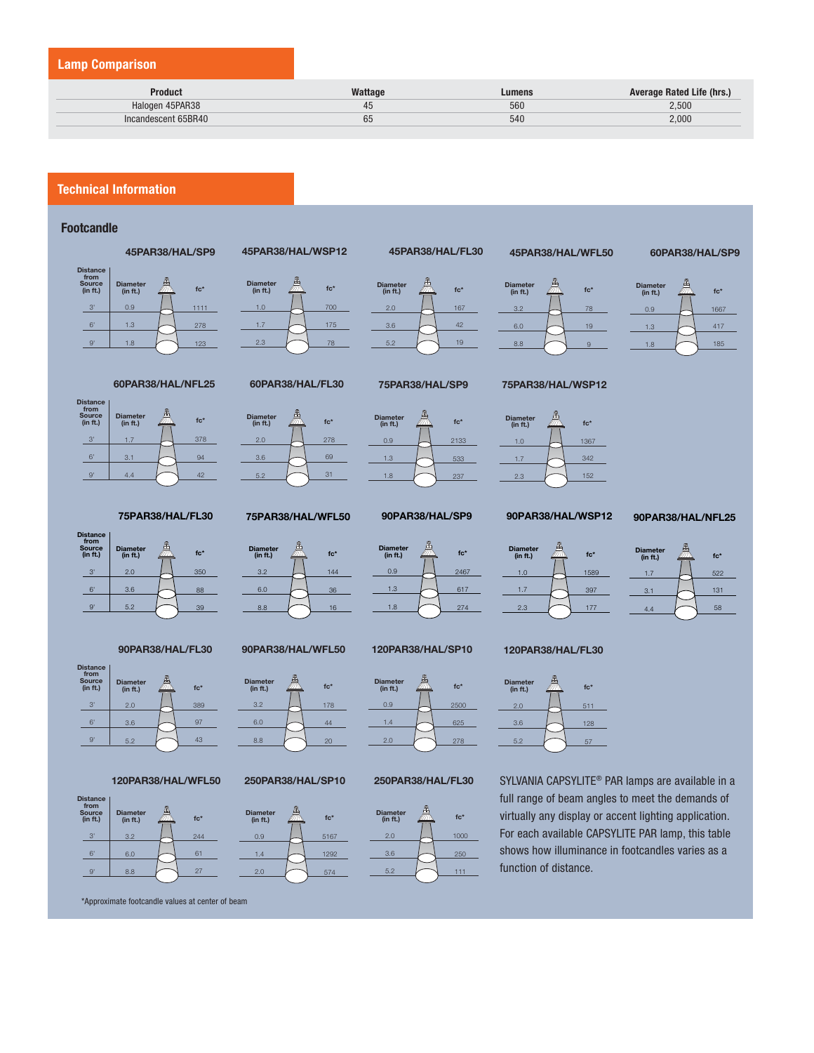## Lamp Comparison

| Product | Wattage | Lumens | Average Rated Life (hrs.) |
|---|---|---|---|
| Halogen 45PAR38 | 45 | 560 | 2,500 |
| Incandescent 65BR40 | 65 | 540 | 2,000 |

## Technical Information

### Footcandle

**45PAR38/HAL/SP9**

| Distance from Source (in ft.) | Diameter (in ft.) | fc* |
|---|---|---|
| 3' | 0.9 | 1111 |
| 6' | 1.3 | 278 |
| 9' | 1.8 | 123 |

**45PAR38/HAL/WSP12**

| Distance from Source (in ft.) | Diameter (in ft.) | fc* |
|---|---|---|
| 3' | 1.0 | 700 |
| 6' | 1.7 | 175 |
| 9' | 2.3 | 78 |

**45PAR38/HAL/FL30**

| Distance from Source (in ft.) | Diameter (in ft.) | fc* |
|---|---|---|
| 3' | 2.0 | 167 |
| 6' | 3.6 | 42 |
| 9' | 5.2 | 19 |

**45PAR38/HAL/WFL50**

| Distance from Source (in ft.) | Diameter (in ft.) | fc* |
|---|---|---|
| 3' | 3.2 | 78 |
| 6' | 6.0 | 19 |
| 9' | 8.8 | 9 |

**60PAR38/HAL/SP9**

| Distance from Source (in ft.) | Diameter (in ft.) | fc* |
|---|---|---|
| 3' | 0.9 | 1667 |
| 6' | 1.3 | 417 |
| 9' | 1.8 | 185 |

**60PAR38/HAL/NFL25**

| Distance from Source (in ft.) | Diameter (in ft.) | fc* |
|---|---|---|
| 3' | 1.7 | 378 |
| 6' | 3.1 | 94 |
| 9' | 4.4 | 42 |

**60PAR38/HAL/FL30**

| Distance from Source (in ft.) | Diameter (in ft.) | fc* |
|---|---|---|
| 3' | 2.0 | 278 |
| 6' | 3.6 | 69 |
| 9' | 5.2 | 31 |

**75PAR38/HAL/SP9**

| Distance from Source (in ft.) | Diameter (in ft.) | fc* |
|---|---|---|
| 3' | 0.9 | 2133 |
| 6' | 1.3 | 533 |
| 9' | 1.8 | 237 |

**75PAR38/HAL/WSP12**

| Distance from Source (in ft.) | Diameter (in ft.) | fc* |
|---|---|---|
| 3' | 1.0 | 1367 |
| 6' | 1.7 | 342 |
| 9' | 2.3 | 152 |

**75PAR38/HAL/FL30**

| Distance from Source (in ft.) | Diameter (in ft.) | fc* |
|---|---|---|
| 3' | 2.0 | 350 |
| 6' | 3.6 | 88 |
| 9' | 5.2 | 39 |

**75PAR38/HAL/WFL50**

| Distance from Source (in ft.) | Diameter (in ft.) | fc* |
|---|---|---|
| 3' | 3.2 | 144 |
| 6' | 6.0 | 36 |
| 9' | 8.8 | 16 |

**90PAR38/HAL/SP9**

| Distance from Source (in ft.) | Diameter (in ft.) | fc* |
|---|---|---|
| 3' | 0.9 | 2467 |
| 6' | 1.3 | 617 |
| 9' | 1.8 | 274 |

**90PAR38/HAL/WSP12**

| Distance from Source (in ft.) | Diameter (in ft.) | fc* |
|---|---|---|
| 3' | 1.0 | 1589 |
| 6' | 1.7 | 397 |
| 9' | 2.3 | 177 |

**90PAR38/HAL/NFL25**

| Distance from Source (in ft.) | Diameter (in ft.) | fc* |
|---|---|---|
| 3' | 1.7 | 522 |
| 6' | 3.1 | 131 |
| 9' | 4.4 | 58 |

**90PAR38/HAL/FL30**

| Distance from Source (in ft.) | Diameter (in ft.) | fc* |
|---|---|---|
| 3' | 2.0 | 389 |
| 6' | 3.6 | 97 |
| 9' | 5.2 | 43 |

**90PAR38/HAL/WFL50**

| Distance from Source (in ft.) | Diameter (in ft.) | fc* |
|---|---|---|
| 3' | 3.2 | 178 |
| 6' | 6.0 | 44 |
| 9' | 8.8 | 20 |

**120PAR38/HAL/SP10**

| Distance from Source (in ft.) | Diameter (in ft.) | fc* |
|---|---|---|
| 3' | 0.9 | 2500 |
| 6' | 1.4 | 625 |
| 9' | 2.0 | 278 |

**120PAR38/HAL/FL30**

| Distance from Source (in ft.) | Diameter (in ft.) | fc* |
|---|---|---|
| 3' | 2.0 | 511 |
| 6' | 3.6 | 128 |
| 9' | 5.2 | 57 |

**120PAR38/HAL/WFL50**

| Distance from Source (in ft.) | Diameter (in ft.) | fc* |
|---|---|---|
| 3' | 3.2 | 244 |
| 6' | 6.0 | 61 |
| 9' | 8.8 | 27 |

**250PAR38/HAL/SP10**

| Distance from Source (in ft.) | Diameter (in ft.) | fc* |
|---|---|---|
| 3' | 0.9 | 5167 |
| 6' | 1.4 | 1292 |
| 9' | 2.0 | 574 |

**250PAR38/HAL/FL30**

| Distance from Source (in ft.) | Diameter (in ft.) | fc* |
|---|---|---|
| 3' | 2.0 | 1000 |
| 6' | 3.6 | 250 |
| 9' | 5.2 | 111 |

SYLVANIA CAPSYLITE® PAR lamps are available in a full range of beam angles to meet the demands of virtually any display or accent lighting application. For each available CAPSYLITE PAR lamp, this table shows how illuminance in footcandles varies as a function of distance.

*Approximate footcandle values at center of beam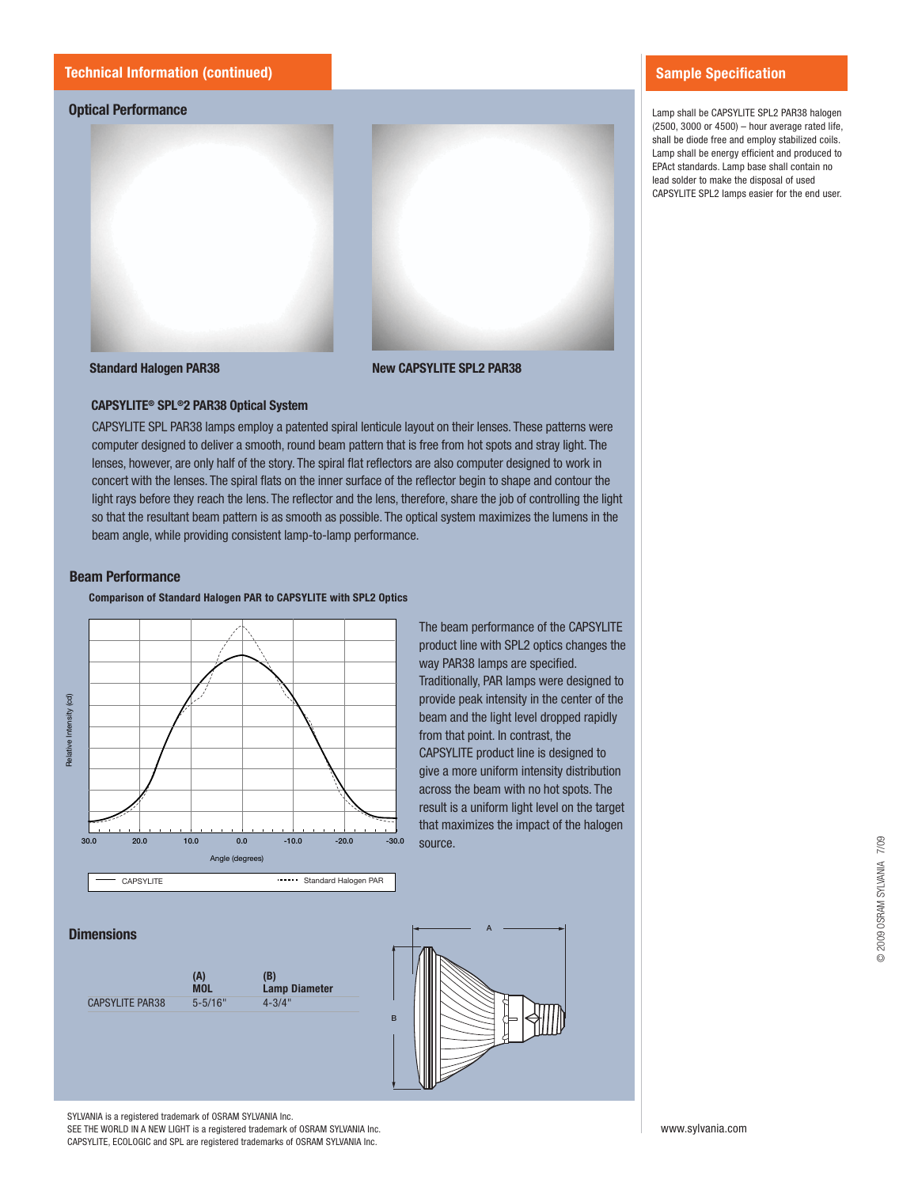## Technical Information (continued)

### Optical Performance

Standard Halogen PAR38

New CAPSYLITE SPL2 PAR38

**CAPSYLITE® SPL®2 PAR38 Optical System**

CAPSYLITE SPL PAR38 lamps employ a patented spiral lenticule layout on their lenses. These patterns were computer designed to deliver a smooth, round beam pattern that is free from hot spots and stray light. The lenses, however, are only half of the story. The spiral flat reflectors are also computer designed to work in concert with the lenses. The spiral flats on the inner surface of the reflector begin to shape and contour the light rays before they reach the lens. The reflector and the lens, therefore, share the job of controlling the light so that the resultant beam pattern is as smooth as possible. The optical system maximizes the lumens in the beam angle, while providing consistent lamp-to-lamp performance.

### Beam Performance

**Comparison of Standard Halogen PAR to CAPSYLITE with SPL2 Optics**

Relative Intensity (cd)

30.0
20.0
10.0
0.0
-10.0
-20.0
-30.0

Angle (degrees)

CAPSYLITE
Standard Halogen PAR

The beam performance of the CAPSYLITE product line with SPL2 optics changes the way PAR38 lamps are specified. Traditionally, PAR lamps were designed to provide peak intensity in the center of the beam and the light level dropped rapidly from that point. In contrast, the CAPSYLITE product line is designed to give a more uniform intensity distribution across the beam with no hot spots. The result is a uniform light level on the target that maximizes the impact of the halogen source.

### Dimensions

| | (A) MOL | (B) Lamp Diameter |
|---|---|---|
| CAPSYLITE PAR38 | 5-5/16" | 4-3/4" |

A

B

## Sample Specification

Lamp shall be CAPSYLITE SPL2 PAR38 halogen (2500, 3000 or 4500) – hour average rated life, shall be diode free and employ stabilized coils. Lamp shall be energy efficient and produced to EPAct standards. Lamp base shall contain no lead solder to make the disposal of used CAPSYLITE SPL2 lamps easier for the end user.

© 2009 OSRAM SYLVANIA 7/09

SYLVANIA is a registered trademark of OSRAM SYLVANIA Inc.
SEE THE WORLD IN A NEW LIGHT is a registered trademark of OSRAM SYLVANIA Inc.
CAPSYLITE, ECOLOGIC and SPL are registered trademarks of OSRAM SYLVANIA Inc.

www.sylvania.com